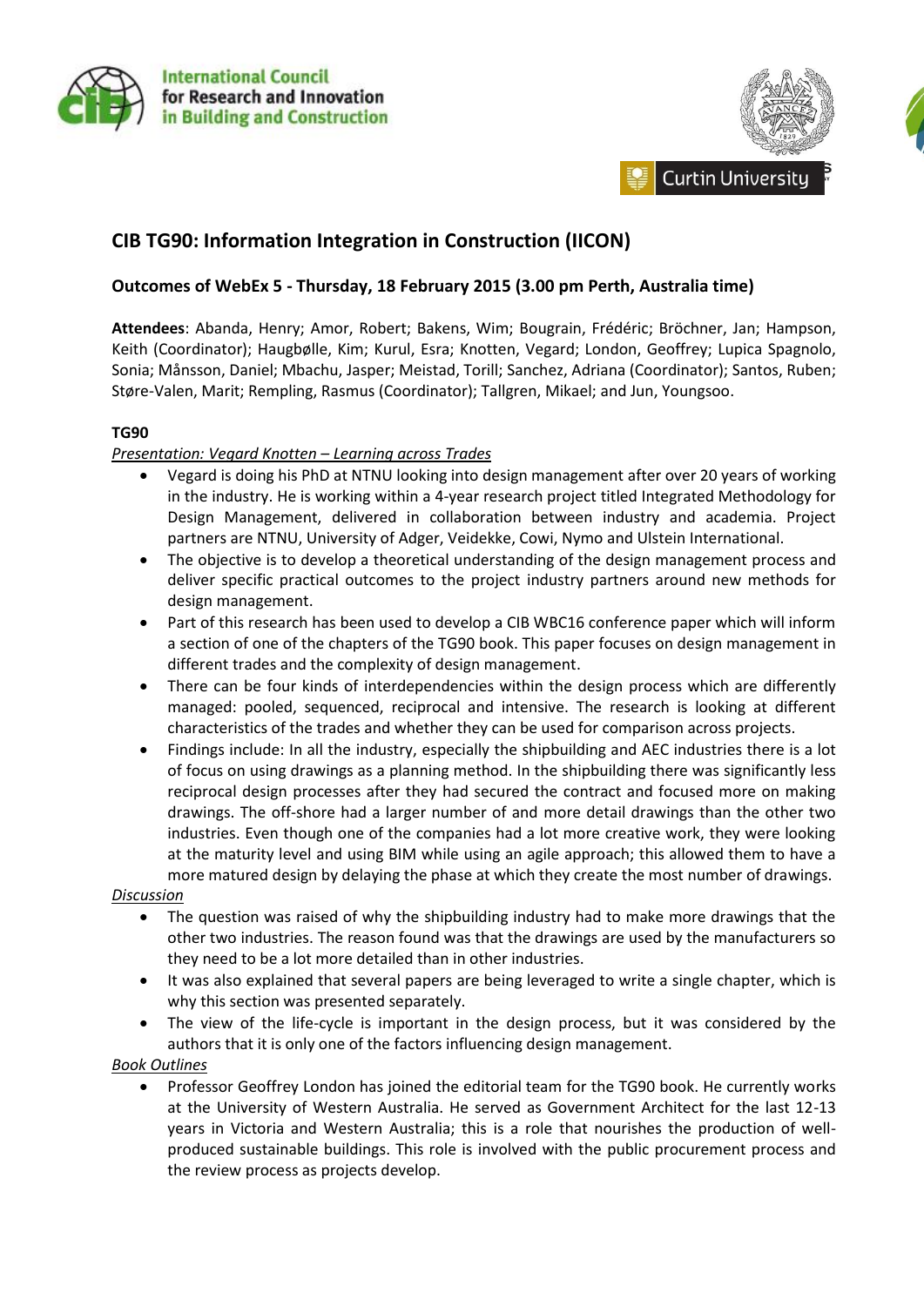International Council for Research and Innovation in Building and Construction

Curtin University

## CIB TG90: Information Integration in Construction (IICON)

### Outcomes of WebEx 5 - Thursday, 18 February 2015 (3.00 pm Perth, Australia time)

**Attendees**: Abanda, Henry; Amor, Robert; Bakens, Wim; Bougrain, Frédéric; Bröchner, Jan; Hampson, Keith (Coordinator); Haugbølle, Kim; Kurul, Esra; Knotten, Vegard; London, Geoffrey; Lupica Spagnolo, Sonia; Månsson, Daniel; Mbachu, Jasper; Meistad, Torill; Sanchez, Adriana (Coordinator); Santos, Ruben; Støre-Valen, Marit; Rempling, Rasmus (Coordinator); Tallgren, Mikael; and Jun, Youngsoo.

**TG90**

*Presentation: Vegard Knotten – Learning across Trades*

- Vegard is doing his PhD at NTNU looking into design management after over 20 years of working in the industry. He is working within a 4-year research project titled Integrated Methodology for Design Management, delivered in collaboration between industry and academia. Project partners are NTNU, University of Adger, Veidekke, Cowi, Nymo and Ulstein International.
- The objective is to develop a theoretical understanding of the design management process and deliver specific practical outcomes to the project industry partners around new methods for design management.
- Part of this research has been used to develop a CIB WBC16 conference paper which will inform a section of one of the chapters of the TG90 book. This paper focuses on design management in different trades and the complexity of design management.
- There can be four kinds of interdependencies within the design process which are differently managed: pooled, sequenced, reciprocal and intensive. The research is looking at different characteristics of the trades and whether they can be used for comparison across projects.
- Findings include: In all the industry, especially the shipbuilding and AEC industries there is a lot of focus on using drawings as a planning method. In the shipbuilding there was significantly less reciprocal design processes after they had secured the contract and focused more on making drawings. The off-shore had a larger number of and more detail drawings than the other two industries. Even though one of the companies had a lot more creative work, they were looking at the maturity level and using BIM while using an agile approach; this allowed them to have a more matured design by delaying the phase at which they create the most number of drawings.

*Discussion*

- The question was raised of why the shipbuilding industry had to make more drawings that the other two industries. The reason found was that the drawings are used by the manufacturers so they need to be a lot more detailed than in other industries.
- It was also explained that several papers are being leveraged to write a single chapter, which is why this section was presented separately.
- The view of the life-cycle is important in the design process, but it was considered by the authors that it is only one of the factors influencing design management.

*Book Outlines*

- Professor Geoffrey London has joined the editorial team for the TG90 book. He currently works at the University of Western Australia. He served as Government Architect for the last 12-13 years in Victoria and Western Australia; this is a role that nourishes the production of well-produced sustainable buildings. This role is involved with the public procurement process and the review process as projects develop.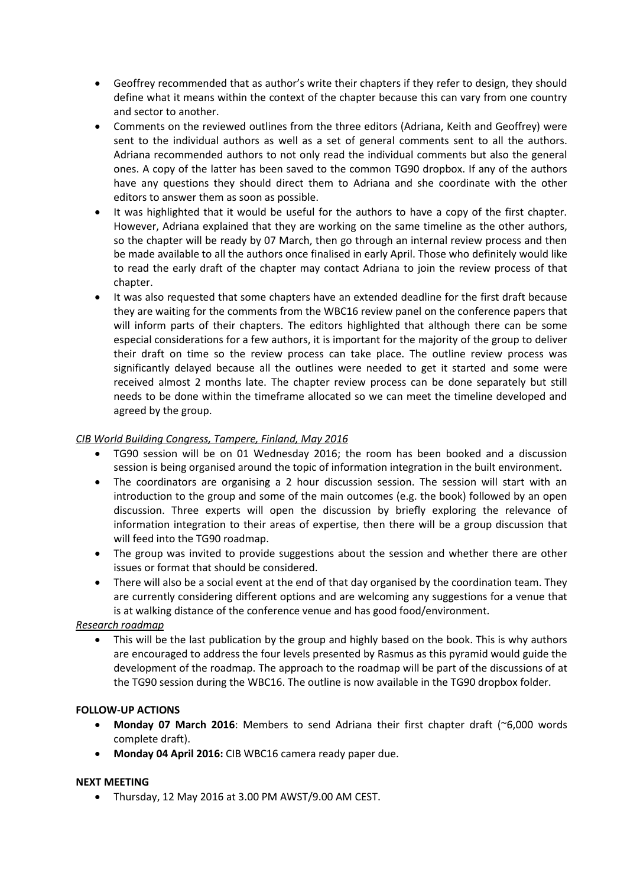- Geoffrey recommended that as author's write their chapters if they refer to design, they should define what it means within the context of the chapter because this can vary from one country and sector to another.
- Comments on the reviewed outlines from the three editors (Adriana, Keith and Geoffrey) were sent to the individual authors as well as a set of general comments sent to all the authors. Adriana recommended authors to not only read the individual comments but also the general ones. A copy of the latter has been saved to the common TG90 dropbox. If any of the authors have any questions they should direct them to Adriana and she coordinate with the other editors to answer them as soon as possible.
- It was highlighted that it would be useful for the authors to have a copy of the first chapter. However, Adriana explained that they are working on the same timeline as the other authors, so the chapter will be ready by 07 March, then go through an internal review process and then be made available to all the authors once finalised in early April. Those who definitely would like to read the early draft of the chapter may contact Adriana to join the review process of that chapter.
- It was also requested that some chapters have an extended deadline for the first draft because they are waiting for the comments from the WBC16 review panel on the conference papers that will inform parts of their chapters. The editors highlighted that although there can be some especial considerations for a few authors, it is important for the majority of the group to deliver their draft on time so the review process can take place. The outline review process was significantly delayed because all the outlines were needed to get it started and some were received almost 2 months late. The chapter review process can be done separately but still needs to be done within the timeframe allocated so we can meet the timeline developed and agreed by the group.

*CIB World Building Congress, Tampere, Finland, May 2016*

- TG90 session will be on 01 Wednesday 2016; the room has been booked and a discussion session is being organised around the topic of information integration in the built environment.
- The coordinators are organising a 2 hour discussion session. The session will start with an introduction to the group and some of the main outcomes (e.g. the book) followed by an open discussion. Three experts will open the discussion by briefly exploring the relevance of information integration to their areas of expertise, then there will be a group discussion that will feed into the TG90 roadmap.
- The group was invited to provide suggestions about the session and whether there are other issues or format that should be considered.
- There will also be a social event at the end of that day organised by the coordination team. They are currently considering different options and are welcoming any suggestions for a venue that is at walking distance of the conference venue and has good food/environment.

*Research roadmap*

- This will be the last publication by the group and highly based on the book. This is why authors are encouraged to address the four levels presented by Rasmus as this pyramid would guide the development of the roadmap. The approach to the roadmap will be part of the discussions of at the TG90 session during the WBC16. The outline is now available in the TG90 dropbox folder.

**FOLLOW-UP ACTIONS**

- **Monday 07 March 2016**: Members to send Adriana their first chapter draft (~6,000 words complete draft).
- **Monday 04 April 2016:** CIB WBC16 camera ready paper due.

**NEXT MEETING**

- Thursday, 12 May 2016 at 3.00 PM AWST/9.00 AM CEST.